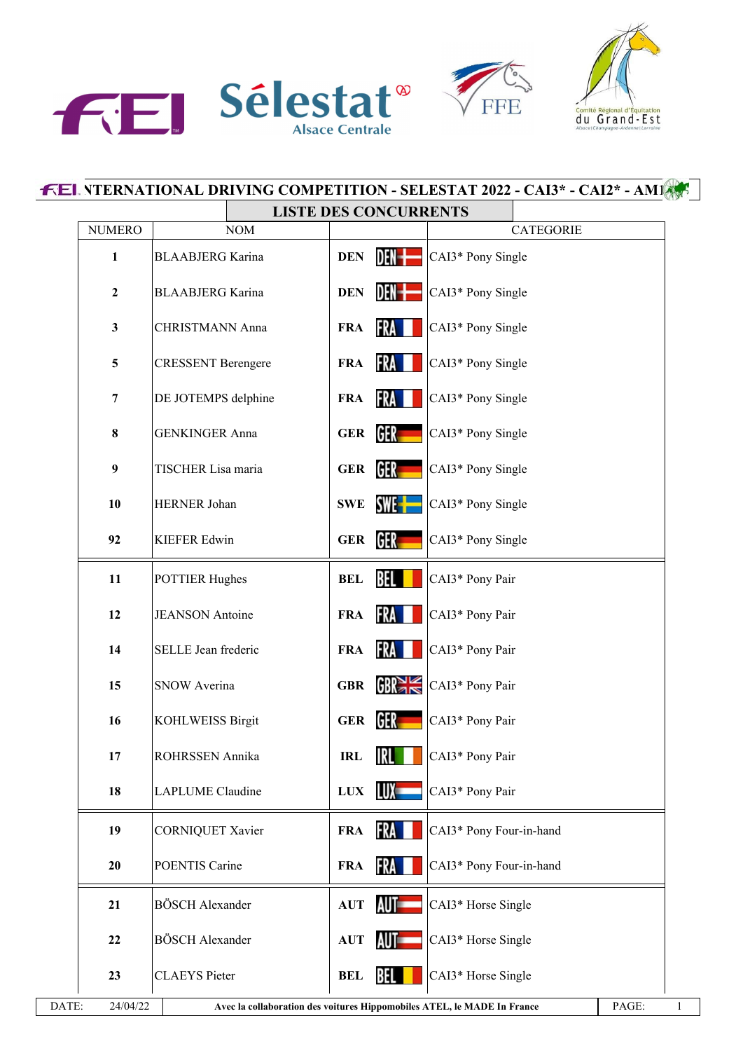# INTERNATIONAL DRIVING COMPETITION - SELESTAT 2022 - CAI3* - CAI2* - AM1

## LISTE DES CONCURRENTS

| NUMERO | NOM | | CATEGORIE |
|---|---|---|---|
| 1 | BLAABJERG Karina | DEN | CAI3* Pony Single |
| 2 | BLAABJERG Karina | DEN | CAI3* Pony Single |
| 3 | CHRISTMANN Anna | FRA | CAI3* Pony Single |
| 5 | CRESSENT Berengere | FRA | CAI3* Pony Single |
| 7 | DE JOTEMPS delphine | FRA | CAI3* Pony Single |
| 8 | GENKINGER Anna | GER | CAI3* Pony Single |
| 9 | TISCHER Lisa maria | GER | CAI3* Pony Single |
| 10 | HERNER Johan | SWE | CAI3* Pony Single |
| 92 | KIEFER Edwin | GER | CAI3* Pony Single |
| 11 | POTTIER Hughes | BEL | CAI3* Pony Pair |
| 12 | JEANSON Antoine | FRA | CAI3* Pony Pair |
| 14 | SELLE Jean frederic | FRA | CAI3* Pony Pair |
| 15 | SNOW Averina | GBR | CAI3* Pony Pair |
| 16 | KOHLWEISS Birgit | GER | CAI3* Pony Pair |
| 17 | ROHRSSEN Annika | IRL | CAI3* Pony Pair |
| 18 | LAPLUME Claudine | LUX | CAI3* Pony Pair |
| 19 | CORNIQUET Xavier | FRA | CAI3* Pony Four-in-hand |
| 20 | POENTIS Carine | FRA | CAI3* Pony Four-in-hand |
| 21 | BÖSCH Alexander | AUT | CAI3* Horse Single |
| 22 | BÖSCH Alexander | AUT | CAI3* Horse Single |
| 23 | CLAEYS Pieter | BEL | CAI3* Horse Single |

DATE: 24/04/22 — Avec la collaboration des voitures Hippomobiles ATEL, le MADE In France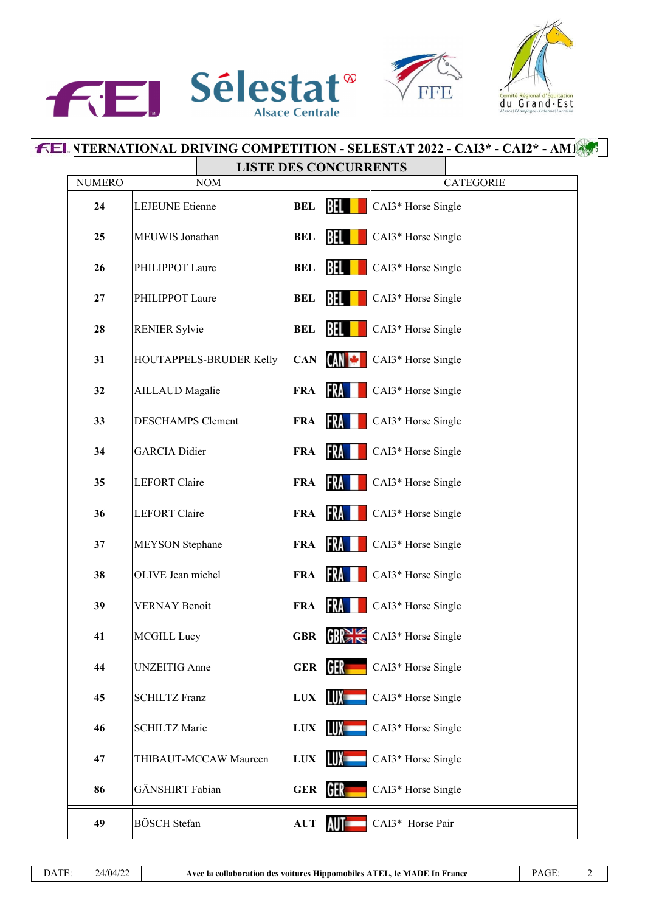## INTERNATIONAL DRIVING COMPETITION - SELESTAT 2022 - CAI3* - CAI2* - AM1

### LISTE DES CONCURRENTS

| NUMERO | NOM | | CATEGORIE |
|---|---|---|---|
| 24 | LEJEUNE Etienne | BEL | CAI3* Horse Single |
| 25 | MEUWIS Jonathan | BEL | CAI3* Horse Single |
| 26 | PHILIPPOT Laure | BEL | CAI3* Horse Single |
| 27 | PHILIPPOT Laure | BEL | CAI3* Horse Single |
| 28 | RENIER Sylvie | BEL | CAI3* Horse Single |
| 31 | HOUTAPPELS-BRUDER Kelly | CAN | CAI3* Horse Single |
| 32 | AILLAUD Magalie | FRA | CAI3* Horse Single |
| 33 | DESCHAMPS Clement | FRA | CAI3* Horse Single |
| 34 | GARCIA Didier | FRA | CAI3* Horse Single |
| 35 | LEFORT Claire | FRA | CAI3* Horse Single |
| 36 | LEFORT Claire | FRA | CAI3* Horse Single |
| 37 | MEYSON Stephane | FRA | CAI3* Horse Single |
| 38 | OLIVE Jean michel | FRA | CAI3* Horse Single |
| 39 | VERNAY Benoit | FRA | CAI3* Horse Single |
| 41 | MCGILL Lucy | GBR | CAI3* Horse Single |
| 44 | UNZEITIG Anne | GER | CAI3* Horse Single |
| 45 | SCHILTZ Franz | LUX | CAI3* Horse Single |
| 46 | SCHILTZ Marie | LUX | CAI3* Horse Single |
| 47 | THIBAUT-MCCAW Maureen | LUX | CAI3* Horse Single |
| 86 | GÄNSHIRT Fabian | GER | CAI3* Horse Single |
| 49 | BÖSCH Stefan | AUT | CAI3* Horse Pair |

DATE: 24/04/22 — Avec la collaboration des voitures Hippomobiles ATEL, le MADE In France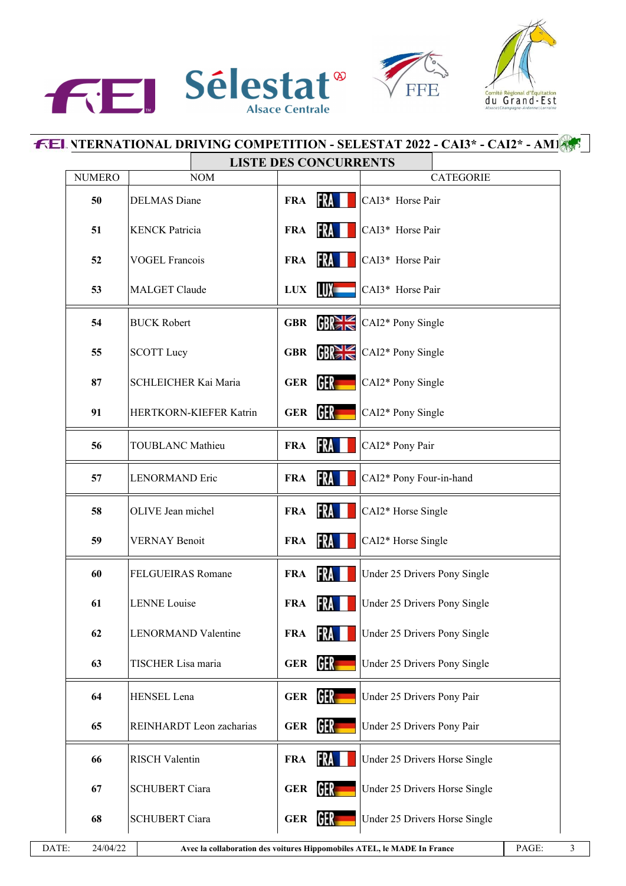## INTERNATIONAL DRIVING COMPETITION - SELESTAT 2022 - CAI3* - CAI2* - AM1

### LISTE DES CONCURRENTS

| NUMERO | NOM | | CATEGORIE |
|---|---|---|---|
| 50 | DELMAS Diane | FRA | CAI3* Horse Pair |
| 51 | KENCK Patricia | FRA | CAI3* Horse Pair |
| 52 | VOGEL Francois | FRA | CAI3* Horse Pair |
| 53 | MALGET Claude | LUX | CAI3* Horse Pair |
| 54 | BUCK Robert | GBR | CAI2* Pony Single |
| 55 | SCOTT Lucy | GBR | CAI2* Pony Single |
| 87 | SCHLEICHER Kai Maria | GER | CAI2* Pony Single |
| 91 | HERTKORN-KIEFER Katrin | GER | CAI2* Pony Single |
| 56 | TOUBLANC Mathieu | FRA | CAI2* Pony Pair |
| 57 | LENORMAND Eric | FRA | CAI2* Pony Four-in-hand |
| 58 | OLIVE Jean michel | FRA | CAI2* Horse Single |
| 59 | VERNAY Benoit | FRA | CAI2* Horse Single |
| 60 | FELGUEIRAS Romane | FRA | Under 25 Drivers Pony Single |
| 61 | LENNE Louise | FRA | Under 25 Drivers Pony Single |
| 62 | LENORMAND Valentine | FRA | Under 25 Drivers Pony Single |
| 63 | TISCHER Lisa maria | GER | Under 25 Drivers Pony Single |
| 64 | HENSEL Lena | GER | Under 25 Drivers Pony Pair |
| 65 | REINHARDT Leon zacharias | GER | Under 25 Drivers Pony Pair |
| 66 | RISCH Valentin | FRA | Under 25 Drivers Horse Single |
| 67 | SCHUBERT Ciara | GER | Under 25 Drivers Horse Single |
| 68 | SCHUBERT Ciara | GER | Under 25 Drivers Horse Single |

DATE: 24/04/22 — Avec la collaboration des voitures Hippomobiles ATEL, le MADE In France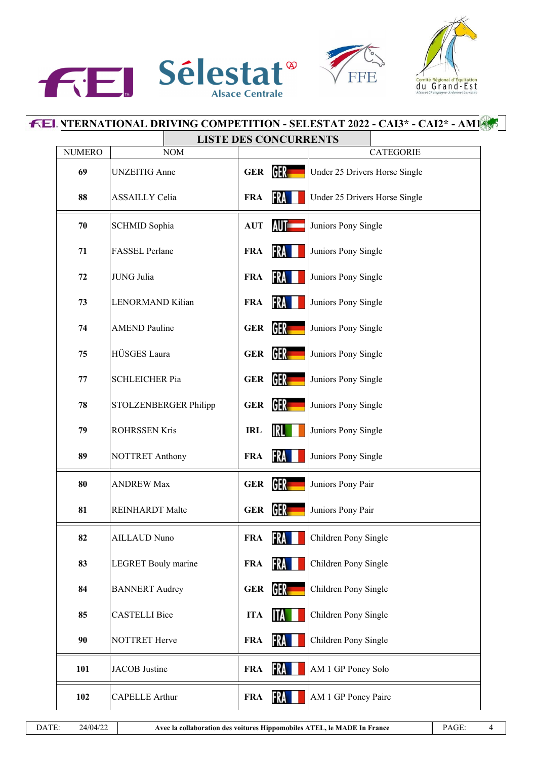## INTERNATIONAL DRIVING COMPETITION - SELESTAT 2022 - CAI3* - CAI2* - AM1

### LISTE DES CONCURRENTS

| NUMERO | NOM | | CATEGORIE |
|---|---|---|---|
| 69 | UNZEITIG Anne | GER | Under 25 Drivers Horse Single |
| 88 | ASSAILLY Celia | FRA | Under 25 Drivers Horse Single |
| 70 | SCHMID Sophia | AUT | Juniors Pony Single |
| 71 | FASSEL Perlane | FRA | Juniors Pony Single |
| 72 | JUNG Julia | FRA | Juniors Pony Single |
| 73 | LENORMAND Kilian | FRA | Juniors Pony Single |
| 74 | AMEND Pauline | GER | Juniors Pony Single |
| 75 | HÜSGES Laura | GER | Juniors Pony Single |
| 77 | SCHLEICHER Pia | GER | Juniors Pony Single |
| 78 | STOLZENBERGER Philipp | GER | Juniors Pony Single |
| 79 | ROHRSSEN Kris | IRL | Juniors Pony Single |
| 89 | NOTTRET Anthony | FRA | Juniors Pony Single |
| 80 | ANDREW Max | GER | Juniors Pony Pair |
| 81 | REINHARDT Malte | GER | Juniors Pony Pair |
| 82 | AILLAUD Nuno | FRA | Children Pony Single |
| 83 | LEGRET Bouly marine | FRA | Children Pony Single |
| 84 | BANNERT Audrey | GER | Children Pony Single |
| 85 | CASTELLI Bice | ITA | Children Pony Single |
| 90 | NOTTRET Herve | FRA | Children Pony Single |
| 101 | JACOB Justine | FRA | AM 1 GP Poney Solo |
| 102 | CAPELLE Arthur | FRA | AM 1 GP Poney Paire |

DATE: 24/04/22 — Avec la collaboration des voitures Hippomobiles ATEL, le MADE In France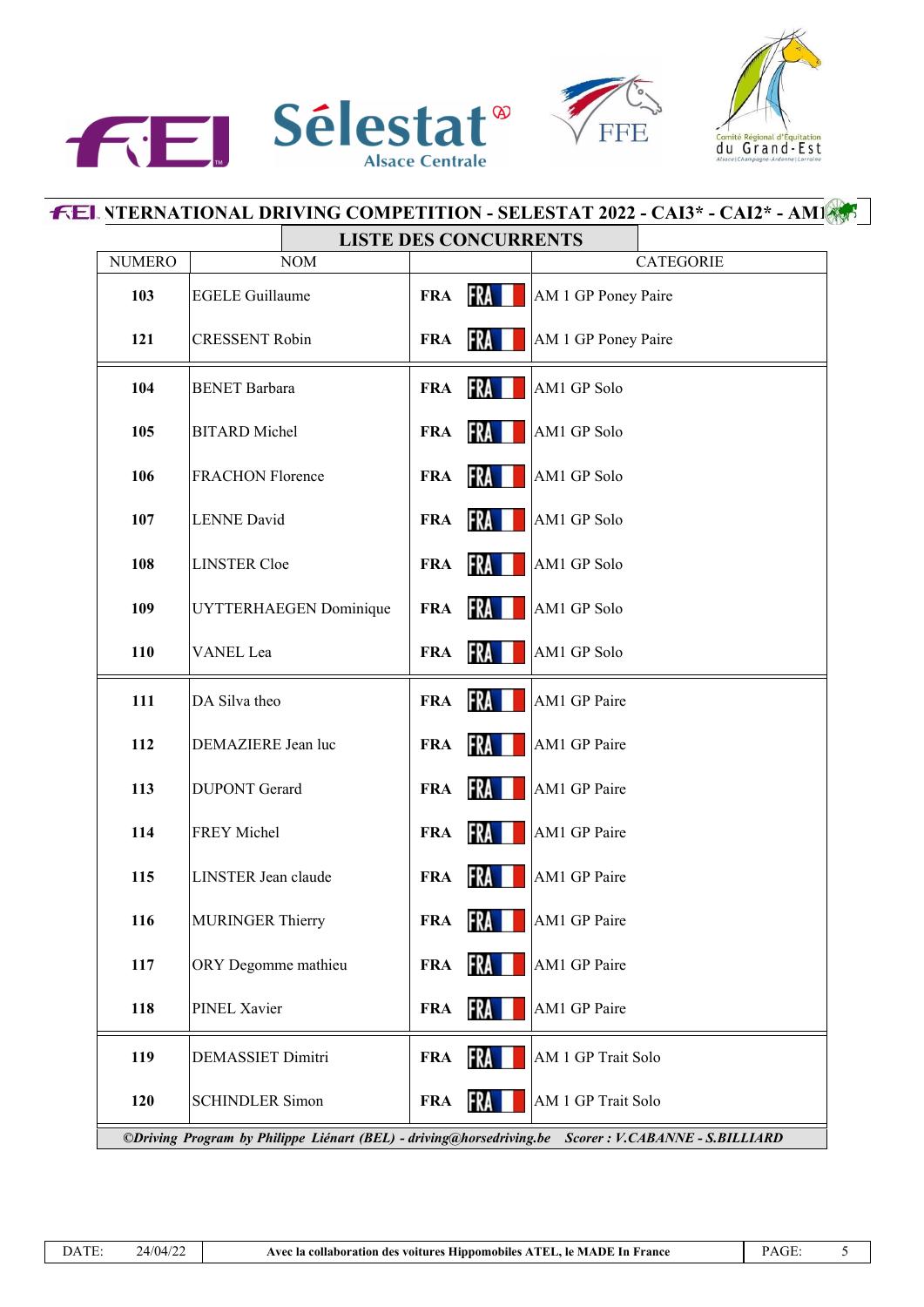## NTERNATIONAL DRIVING COMPETITION - SELESTAT 2022 - CAI3* - CAI2* - AM1

### LISTE DES CONCURRENTS

| NUMERO | NOM | | CATEGORIE |
|---|---|---|---|
| **103** | EGELE Guillaume | **FRA** | AM 1 GP Poney Paire |
| **121** | CRESSENT Robin | **FRA** | AM 1 GP Poney Paire |
| **104** | BENET Barbara | **FRA** | AM1 GP Solo |
| **105** | BITARD Michel | **FRA** | AM1 GP Solo |
| **106** | FRACHON Florence | **FRA** | AM1 GP Solo |
| **107** | LENNE David | **FRA** | AM1 GP Solo |
| **108** | LINSTER Cloe | **FRA** | AM1 GP Solo |
| **109** | UYTTERHAEGEN Dominique | **FRA** | AM1 GP Solo |
| **110** | VANEL Lea | **FRA** | AM1 GP Solo |
| **111** | DA Silva theo | **FRA** | AM1 GP Paire |
| **112** | DEMAZIERE Jean luc | **FRA** | AM1 GP Paire |
| **113** | DUPONT Gerard | **FRA** | AM1 GP Paire |
| **114** | FREY Michel | **FRA** | AM1 GP Paire |
| **115** | LINSTER Jean claude | **FRA** | AM1 GP Paire |
| **116** | MURINGER Thierry | **FRA** | AM1 GP Paire |
| **117** | ORY Degomme mathieu | **FRA** | AM1 GP Paire |
| **118** | PINEL Xavier | **FRA** | AM1 GP Paire |
| **119** | DEMASSIET Dimitri | **FRA** | AM 1 GP Trait Solo |
| **120** | SCHINDLER Simon | **FRA** | AM 1 GP Trait Solo |

***©Driving Program by Philippe Liénart (BEL) - driving@horsedriving.be   Scorer : V.CABANNE - S.BILLIARD***

| DATE: | 24/04/22 | **Avec la collaboration des voitures Hippomobiles ATEL, le MADE In France** | PAGE: | 5 |
|---|---|---|---|---|